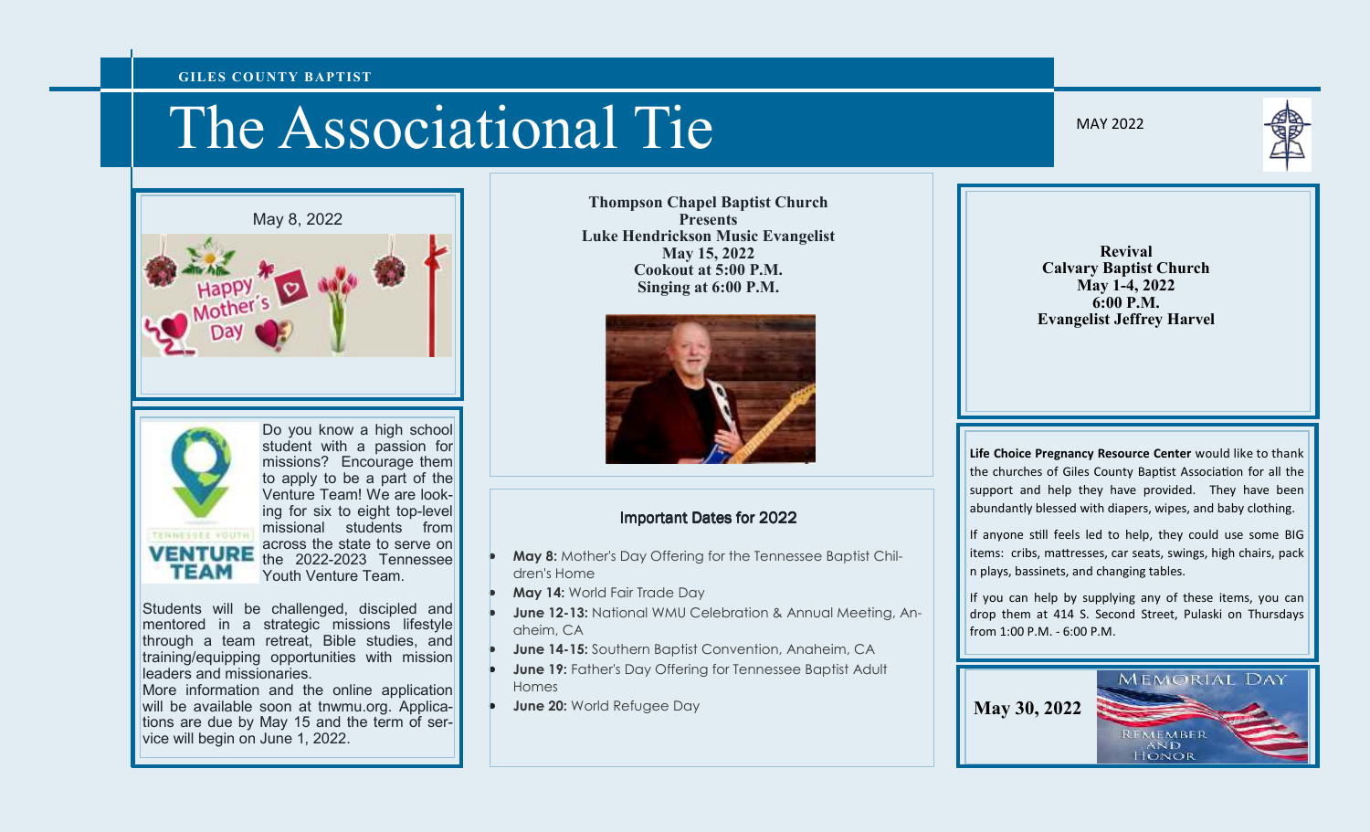GILES COUNTY BAPTIST

# The Associational Tie

MAY 2022

May 8, 2022

Happy Mother's Day

Do you know a high school student with a passion for missions? Encourage them to apply to be a part of the Venture Team! We are looking for six to eight top-level missional students from across the state to serve on the 2022-2023 Tennessee Youth Venture Team.

Students will be challenged, discipled and mentored in a strategic missions lifestyle through a team retreat, Bible studies, and training/equipping opportunities with mission leaders and missionaries.

More information and the online application will be available soon at tnwmu.org. Applications are due by May 15 and the term of service will begin on June 1, 2022.

**Thompson Chapel Baptist Church**
**Presents**
**Luke Hendrickson Music Evangelist**
**May 15, 2022**
**Cookout at 5:00 P.M.**
**Singing at 6:00 P.M.**

### Important Dates for 2022

- **May 8:** Mother's Day Offering for the Tennessee Baptist Children's Home
- **May 14:** World Fair Trade Day
- **June 12-13:** National WMU Celebration & Annual Meeting, Anaheim, CA
- **June 14-15:** Southern Baptist Convention, Anaheim, CA
- **June 19:** Father's Day Offering for Tennessee Baptist Adult Homes
- **June 20:** World Refugee Day

**Revival**
**Calvary Baptist Church**
**May 1-4, 2022**
**6:00 P.M.**
**Evangelist Jeffrey Harvel**

**Life Choice Pregnancy Resource Center** would like to thank the churches of Giles County Baptist Association for all the support and help they have provided. They have been abundantly blessed with diapers, wipes, and baby clothing.

If anyone still feels led to help, they could use some BIG items: cribs, mattresses, car seats, swings, high chairs, pack n plays, bassinets, and changing tables.

If you can help by supplying any of these items, you can drop them at 414 S. Second Street, Pulaski on Thursdays from 1:00 P.M. - 6:00 P.M.

**May 30, 2022**

MEMORIAL DAY

REMEMBER AND HONOR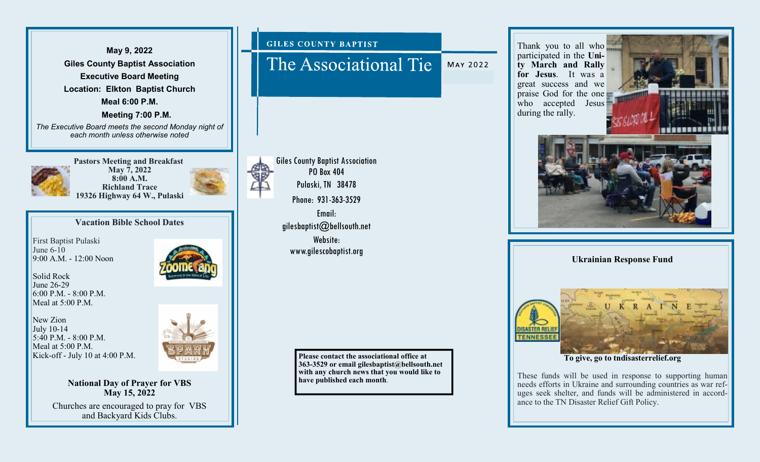**May 9, 2022**

**Giles County Baptist Association**

**Executive Board Meeting**

**Location: Elkton Baptist Church**

**Meal 6:00 P.M.**

**Meeting 7:00 P.M.**

*The Executive Board meets the second Monday night of each month unless otherwise noted*

**Pastors Meeting and Breakfast**
**May 7, 2022**
**8:00 A.M.**
**Richland Trace**
**19326 Highway 64 W., Pulaski**

### Vacation Bible School Dates

First Baptist Pulaski
June 6-10
9:00 A.M. - 12:00 Noon

Solid Rock
June 26-29
6:00 P.M. - 8:00 P.M.
Meal at 5:00 P.M.

New Zion
July 10-14
5:40 P.M. - 8:00 P.M.
Meal at 5:00 P.M.
Kick-off - July 10 at 4:00 P.M.

**National Day of Prayer for VBS**
**May 15, 2022**

Churches are encouraged to pray for VBS and Backyard Kids Clubs.

GILES COUNTY BAPTIST

# The Associational Tie

MAY 2022

Giles County Baptist Association
PO Box 404
Pulaski, TN 38478
Phone: 931-363-3529
Email:
gilesbaptist@bellsouth.net
Website:
www.gilescobaptist.org

**Please contact the associational office at 363-3529 or email gilesbaptist@bellsouth.net with any church news that you would like to have published each month.**

Thank you to all who participated in the **Unity March and Rally for Jesus**. It was a great success and we praise God for the one who accepted Jesus during the rally.

### Ukrainian Response Fund

**To give, go to tndisasterrelief.org**

These funds will be used in response to supporting human needs efforts in Ukraine and surrounding countries as war refuges seek shelter, and funds will be administered in accordance to the TN Disaster Relief Gift Policy.